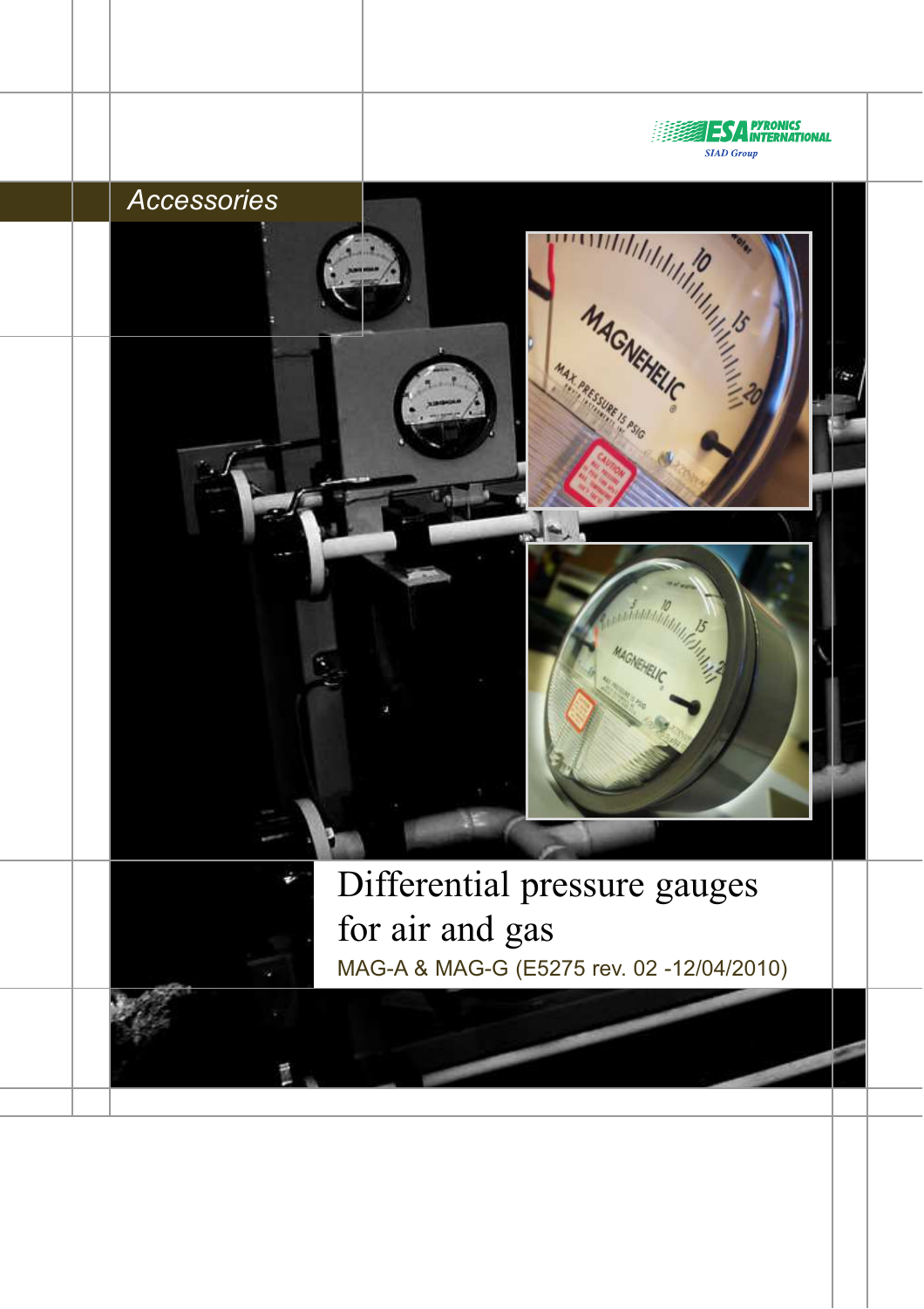ESA PYRONICS INTERNATIONAL
SIAD Group

Accessories

# Differential pressure gauges for air and gas

MAG-A & MAG-G (E5275 rev. 02 -12/04/2010)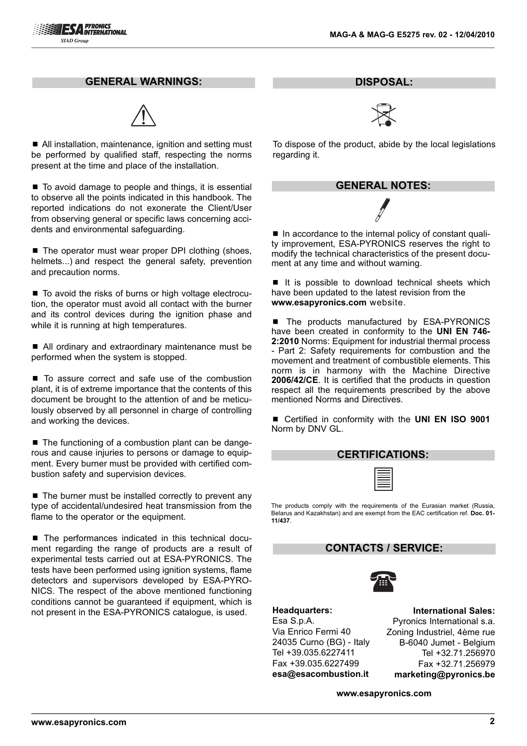## GENERAL WARNINGS:

■ All installation, maintenance, ignition and setting must be performed by qualified staff, respecting the norms present at the time and place of the installation.

■ To avoid damage to people and things, it is essential to observe all the points indicated in this handbook. The reported indications do not exonerate the Client/User from observing general or specific laws concerning accidents and environmental safeguarding.

■ The operator must wear proper DPI clothing (shoes, helmets...) and respect the general safety, prevention and precaution norms.

■ To avoid the risks of burns or high voltage electrocution, the operator must avoid all contact with the burner and its control devices during the ignition phase and while it is running at high temperatures.

■ All ordinary and extraordinary maintenance must be performed when the system is stopped.

■ To assure correct and safe use of the combustion plant, it is of extreme importance that the contents of this document be brought to the attention of and be meticulously observed by all personnel in charge of controlling and working the devices.

■ The functioning of a combustion plant can be dangerous and cause injuries to persons or damage to equipment. Every burner must be provided with certified combustion safety and supervision devices.

■ The burner must be installed correctly to prevent any type of accidental/undesired heat transmission from the flame to the operator or the equipment.

■ The performances indicated in this technical document regarding the range of products are a result of experimental tests carried out at ESA-PYRONICS. The tests have been performed using ignition systems, flame detectors and supervisors developed by ESA-PYRONICS. The respect of the above mentioned functioning conditions cannot be guaranteed if equipment, which is not present in the ESA-PYRONICS catalogue, is used.

## DISPOSAL:

To dispose of the product, abide by the local legislations regarding it.

## GENERAL NOTES:

■ In accordance to the internal policy of constant quality improvement, ESA-PYRONICS reserves the right to modify the technical characteristics of the present document at any time and without warning.

■ It is possible to download technical sheets which have been updated to the latest revision from the **www.esapyronics.com** website.

■ The products manufactured by ESA-PYRONICS have been created in conformity to the **UNI EN 746-2:2010** Norms: Equipment for industrial thermal process - Part 2: Safety requirements for combustion and the movement and treatment of combustible elements. This norm is in harmony with the Machine Directive **2006/42/CE**. It is certified that the products in question respect all the requirements prescribed by the above mentioned Norms and Directives.

■ Certified in conformity with the **UNI EN ISO 9001** Norm by DNV GL.

## CERTIFICATIONS:

The products comply with the requirements of the Eurasian market (Russia, Belarus and Kazakhstan) and are exempt from the EAC certification ref. **Doc. 01-11/437**.

## CONTACTS / SERVICE:

**Headquarters:**
Esa S.p.A.
Via Enrico Fermi 40
24035 Curno (BG) - Italy
Tel +39.035.6227411
Fax +39.035.6227499
**esa@esacombustion.it**

**International Sales:**
Pyronics International s.a.
Zoning Industriel, 4ème rue
B-6040 Jumet - Belgium
Tel +32.71.256970
Fax +32.71.256979
**marketing@pyronics.be**

**www.esapyronics.com**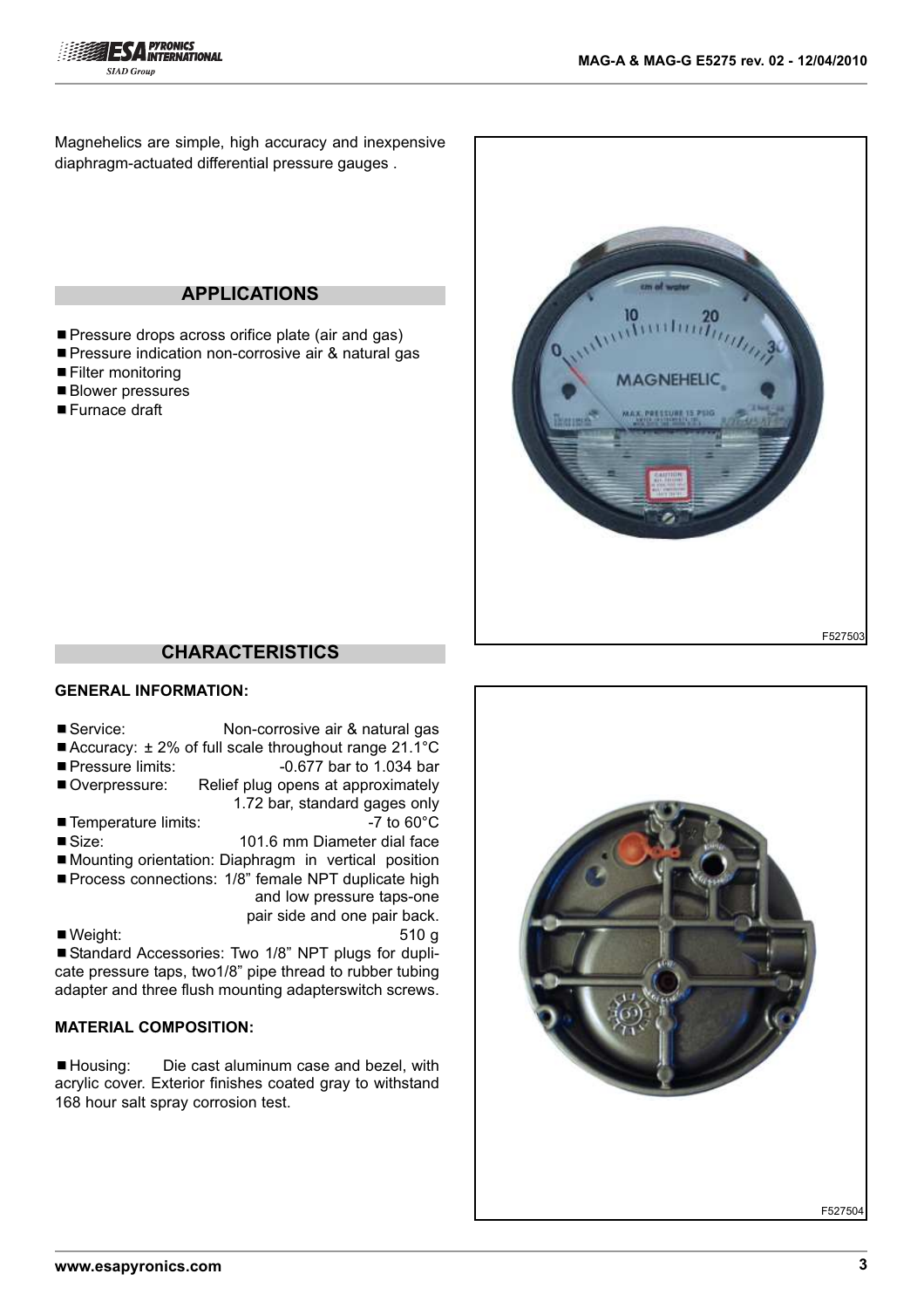Magnehelics are simple, high accuracy and inexpensive diaphragm-actuated differential pressure gauges .

## APPLICATIONS

- Pressure drops across orifice plate (air and gas)
- Pressure indication non-corrosive air & natural gas
- Filter monitoring
- Blower pressures
- Furnace draft

F527503

## CHARACTERISTICS

### GENERAL INFORMATION:

- Service: Non-corrosive air & natural gas
- Accuracy: ± 2% of full scale throughout range 21.1°C
- Pressure limits: -0.677 bar to 1.034 bar
- Overpressure: Relief plug opens at approximately 1.72 bar, standard gages only
- Temperature limits: -7 to 60°C
- Size: 101.6 mm Diameter dial face
- Mounting orientation: Diaphragm in vertical position
- Process connections: 1/8" female NPT duplicate high and low pressure taps-one pair side and one pair back.
- Weight: 510 g
- Standard Accessories: Two 1/8" NPT plugs for duplicate pressure taps, two1/8" pipe thread to rubber tubing adapter and three flush mounting adapterswitch screws.

### MATERIAL COMPOSITION:

- Housing: Die cast aluminum case and bezel, with acrylic cover. Exterior finishes coated gray to withstand 168 hour salt spray corrosion test.

F527504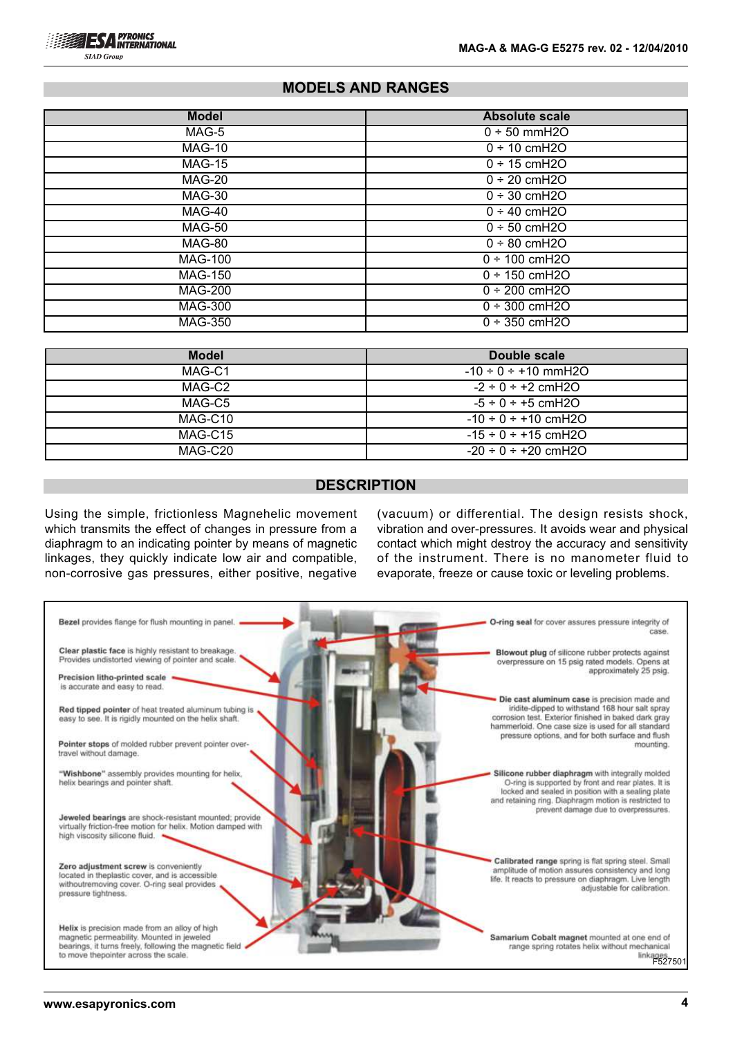## MODELS AND RANGES

| Model | Absolute scale |
|---|---|
| MAG-5 | 0 ÷ 50 mmH2O |
| MAG-10 | 0 ÷ 10 cmH2O |
| MAG-15 | 0 ÷ 15 cmH2O |
| MAG-20 | 0 ÷ 20 cmH2O |
| MAG-30 | 0 ÷ 30 cmH2O |
| MAG-40 | 0 ÷ 40 cmH2O |
| MAG-50 | 0 ÷ 50 cmH2O |
| MAG-80 | 0 ÷ 80 cmH2O |
| MAG-100 | 0 ÷ 100 cmH2O |
| MAG-150 | 0 ÷ 150 cmH2O |
| MAG-200 | 0 ÷ 200 cmH2O |
| MAG-300 | 0 ÷ 300 cmH2O |
| MAG-350 | 0 ÷ 350 cmH2O |

| Model | Double scale |
|---|---|
| MAG-C1 | -10 ÷ 0 ÷ +10 mmH2O |
| MAG-C2 | -2 ÷ 0 ÷ +2 cmH2O |
| MAG-C5 | -5 ÷ 0 ÷ +5 cmH2O |
| MAG-C10 | -10 ÷ 0 ÷ +10 cmH2O |
| MAG-C15 | -15 ÷ 0 ÷ +15 cmH2O |
| MAG-C20 | -20 ÷ 0 ÷ +20 cmH2O |

## DESCRIPTION

Using the simple, frictionless Magnehelic movement which transmits the effect of changes in pressure from a diaphragm to an indicating pointer by means of magnetic linkages, they quickly indicate low air and compatible, non-corrosive gas pressures, either positive, negative (vacuum) or differential. The design resists shock, vibration and over-pressures. It avoids wear and physical contact which might destroy the accuracy and sensitivity of the instrument. There is no manometer fluid to evaporate, freeze or cause toxic or leveling problems.

**Bezel** provides flange for flush mounting in panel.

**Clear plastic face** is highly resistant to breakage. Provides undistorted viewing of pointer and scale.

**Precision litho-printed scale** is accurate and easy to read.

**Red tipped pointer** of heat treated aluminum tubing is easy to see. It is rigidly mounted on the helix shaft.

**Pointer stops** of molded rubber prevent pointer over-travel without damage.

**"Wishbone"** assembly provides mounting for helix, helix bearings and pointer shaft.

**Jeweled bearings** are shock-resistant mounted; provide virtually friction-free motion for helix. Motion damped with high viscosity silicone fluid.

**Zero adjustment screw** is conveniently located in theplastic cover, and is accessible withoutremoving cover. O-ring seal provides pressure tightness.

**Helix** is precision made from an alloy of high magnetic permeability. Mounted in jeweled bearings, it turns freely, following the magnetic field to move thepointer across the scale.

**O-ring seal** for cover assures pressure integrity of case.

**Blowout plug** of silicone rubber protects against overpressure on 15 psig rated models. Opens at approximately 25 psig.

**Die cast aluminum case** is precision made and iridite-dipped to withstand 168 hour salt spray corrosion test. Exterior finished in baked dark gray hammerloid. One case size is used for all standard pressure options, and for both surface and flush mounting.

**Silicone rubber diaphragm** with integrally molded O-ring is supported by front and rear plates. It is locked and sealed in position with a sealing plate and retaining ring. Diaphragm motion is restricted to prevent damage due to overpressures.

**Calibrated range** spring is flat spring steel. Small amplitude of motion assures consistency and long life. It reacts to pressure on diaphragm. Live length adjustable for calibration.

**Samarium Cobalt magnet** mounted at one end of range spring rotates helix without mechanical linkages.

F527501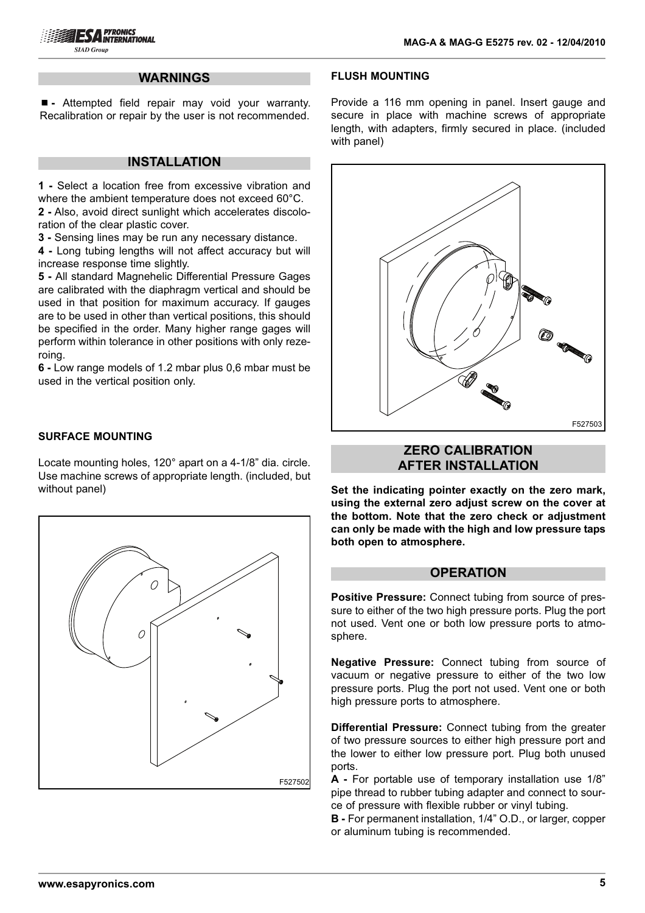## WARNINGS

■ - Attempted field repair may void your warranty. Recalibration or repair by the user is not recommended.

## INSTALLATION

**1 -** Select a location free from excessive vibration and where the ambient temperature does not exceed 60°C.

**2 -** Also, avoid direct sunlight which accelerates discoloration of the clear plastic cover.

**3 -** Sensing lines may be run any necessary distance.

**4 -** Long tubing lengths will not affect accuracy but will increase response time slightly.

**5 -** All standard Magnehelic Differential Pressure Gages are calibrated with the diaphragm vertical and should be used in that position for maximum accuracy. If gauges are to be used in other than vertical positions, this should be specified in the order. Many higher range gages will perform within tolerance in other positions with only rezeroing.

**6 -** Low range models of 1.2 mbar plus 0,6 mbar must be used in the vertical position only.

### SURFACE MOUNTING

Locate mounting holes, 120° apart on a 4-1/8" dia. circle. Use machine screws of appropriate length. (included, but without panel)

F527502

### FLUSH MOUNTING

Provide a 116 mm opening in panel. Insert gauge and secure in place with machine screws of appropriate length, with adapters, firmly secured in place. (included with panel)

F527503

## ZERO CALIBRATION AFTER INSTALLATION

**Set the indicating pointer exactly on the zero mark, using the external zero adjust screw on the cover at the bottom. Note that the zero check or adjustment can only be made with the high and low pressure taps both open to atmosphere.**

## OPERATION

**Positive Pressure:** Connect tubing from source of pressure to either of the two high pressure ports. Plug the port not used. Vent one or both low pressure ports to atmosphere.

**Negative Pressure:** Connect tubing from source of vacuum or negative pressure to either of the two low pressure ports. Plug the port not used. Vent one or both high pressure ports to atmosphere.

**Differential Pressure:** Connect tubing from the greater of two pressure sources to either high pressure port and the lower to either low pressure port. Plug both unused ports.

**A -** For portable use of temporary installation use 1/8" pipe thread to rubber tubing adapter and connect to source of pressure with flexible rubber or vinyl tubing.

**B -** For permanent installation, 1/4" O.D., or larger, copper or aluminum tubing is recommended.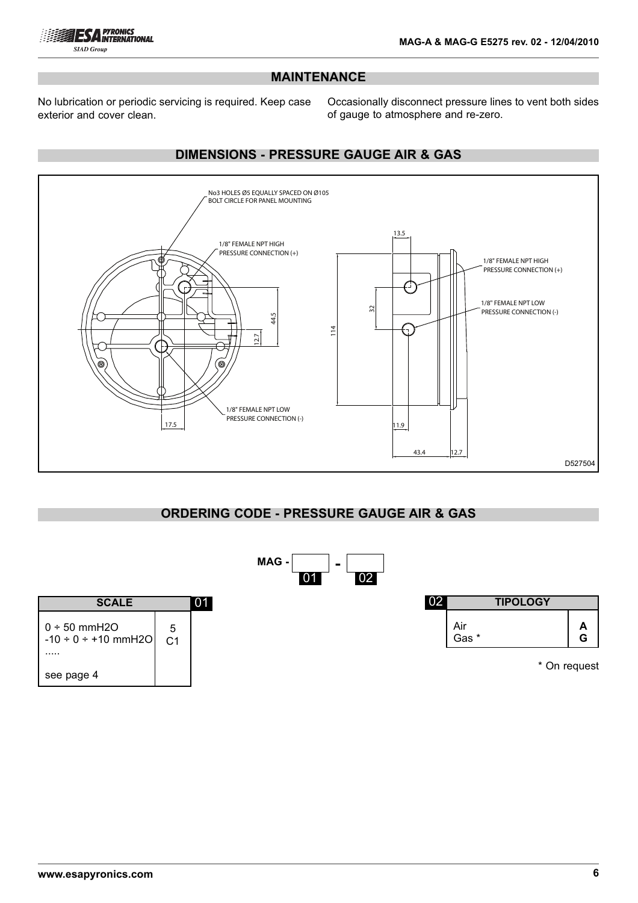## MAINTENANCE

No lubrication or periodic servicing is required. Keep case exterior and cover clean.

Occasionally disconnect pressure lines to vent both sides of gauge to atmosphere and re-zero.

## DIMENSIONS - PRESSURE GAUGE AIR & GAS

No3 HOLES Ø5 EQUALLY SPACED ON Ø105 BOLT CIRCLE FOR PANEL MOUNTING

1/8" FEMALE NPT HIGH PRESSURE CONNECTION (+)

1/8" FEMALE NPT LOW PRESSURE CONNECTION (-)

44.5

12.7

17.5

13.5

32

114

11.9

43.4

12.7

D527504

## ORDERING CODE - PRESSURE GAUGE AIR & GAS

MAG - [01] - [02]

| SCALE | 01 |
|---|---|
| 0 ÷ 50 mmH2O | 5 |
| -10 ÷ 0 ÷ +10 mmH2O | C1 |
| ..... | |
| see page 4 | |

| 02 TIPOLOGY | |
|---|---|
| Air | A |
| Gas * | G |

* On request